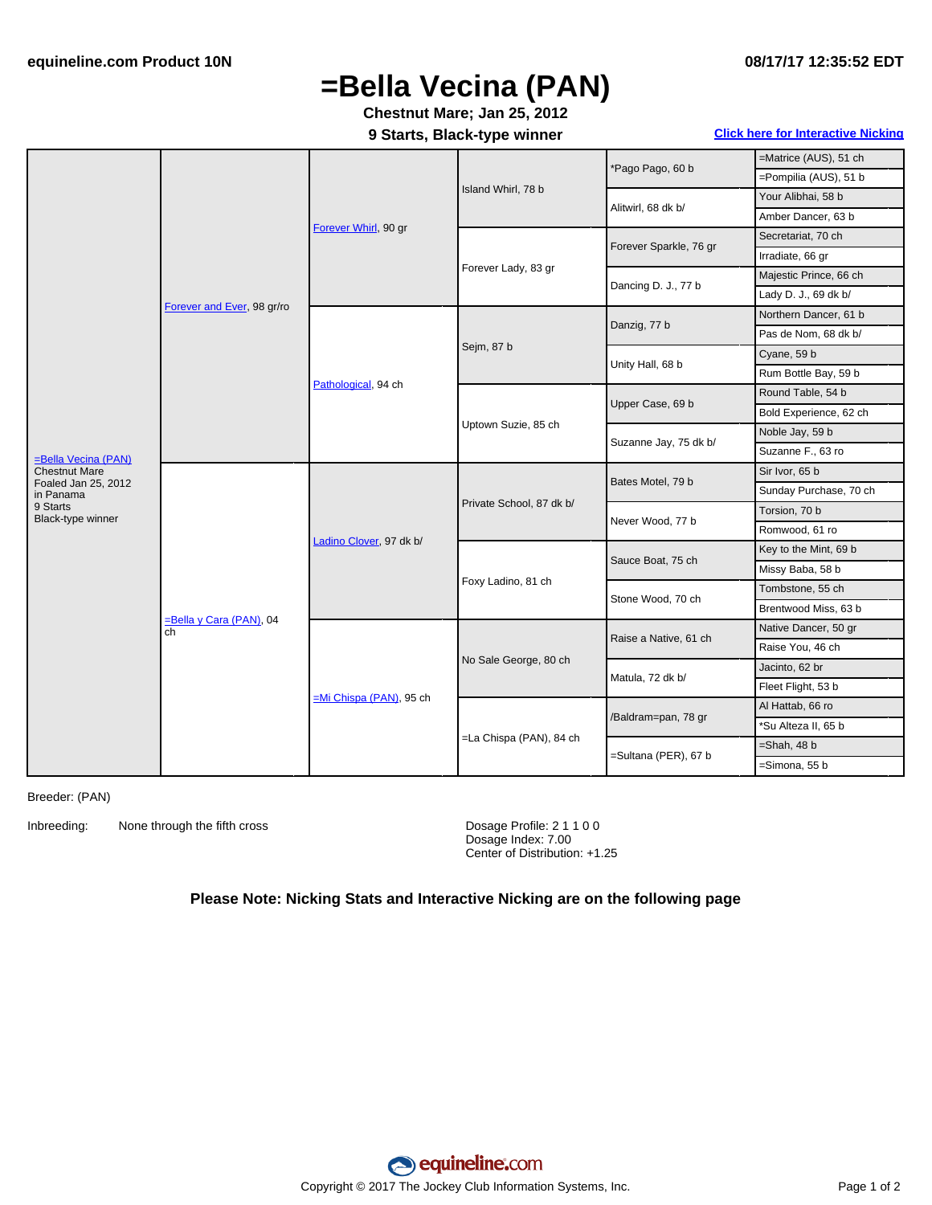equineline.com Product 10N

08/17/17 12:35:52 EDT

# =Bella Vecina (PAN)

**Chestnut Mare; Jan 25, 2012**

**9 Starts, Black-type winner**

Click here for Interactive Nicking

| Horse | Parents | Grandparents | Great-grandparents | Great-great-grandparents | Great-great-great-grandparents |
|---|---|---|---|---|---|
| =Bella Vecina (PAN) Chestnut Mare Foaled Jan 25, 2012 in Panama 9 Starts Black-type winner | Forever and Ever, 98 gr/ro | Forever Whirl, 90 gr | Island Whirl, 78 b | *Pago Pago, 60 b | =Matrice (AUS), 51 ch |
| | | | | | =Pompilia (AUS), 51 b |
| | | | | Alitwirl, 68 dk b/ | Your Alibhai, 58 b |
| | | | | | Amber Dancer, 63 b |
| | | | Forever Lady, 83 gr | Forever Sparkle, 76 gr | Secretariat, 70 ch |
| | | | | | Irradiate, 66 gr |
| | | | | Dancing D. J., 77 b | Majestic Prince, 66 ch |
| | | | | | Lady D. J., 69 dk b/ |
| | | Pathological, 94 ch | Sejm, 87 b | Danzig, 77 b | Northern Dancer, 61 b |
| | | | | | Pas de Nom, 68 dk b/ |
| | | | | Unity Hall, 68 b | Cyane, 59 b |
| | | | | | Rum Bottle Bay, 59 b |
| | | | Uptown Suzie, 85 ch | Upper Case, 69 b | Round Table, 54 b |
| | | | | | Bold Experience, 62 ch |
| | | | | Suzanne Jay, 75 dk b/ | Noble Jay, 59 b |
| | | | | | Suzanne F., 63 ro |
| | =Bella y Cara (PAN), 04 ch | Ladino Clover, 97 dk b/ | Private School, 87 dk b/ | Bates Motel, 79 b | Sir Ivor, 65 b |
| | | | | | Sunday Purchase, 70 ch |
| | | | | Never Wood, 77 b | Torsion, 70 b |
| | | | | | Romwood, 61 ro |
| | | | Foxy Ladino, 81 ch | Sauce Boat, 75 ch | Key to the Mint, 69 b |
| | | | | | Missy Baba, 58 b |
| | | | | Stone Wood, 70 ch | Tombstone, 55 ch |
| | | | | | Brentwood Miss, 63 b |
| | | =Mi Chispa (PAN), 95 ch | No Sale George, 80 ch | Raise a Native, 61 ch | Native Dancer, 50 gr |
| | | | | | Raise You, 46 ch |
| | | | | Matula, 72 dk b/ | Jacinto, 62 br |
| | | | | | Fleet Flight, 53 b |
| | | | =La Chispa (PAN), 84 ch | /Baldram=pan, 78 gr | Al Hattab, 66 ro |
| | | | | | *Su Alteza II, 65 b |
| | | | | =Sultana (PER), 67 b | =Shah, 48 b |
| | | | | | =Simona, 55 b |

Breeder: (PAN)

Inbreeding: None through the fifth cross

Dosage Profile: 2 1 1 0 0
Dosage Index: 7.00
Center of Distribution: +1.25

**Please Note: Nicking Stats and Interactive Nicking are on the following page**

Copyright © 2017 The Jockey Club Information Systems, Inc.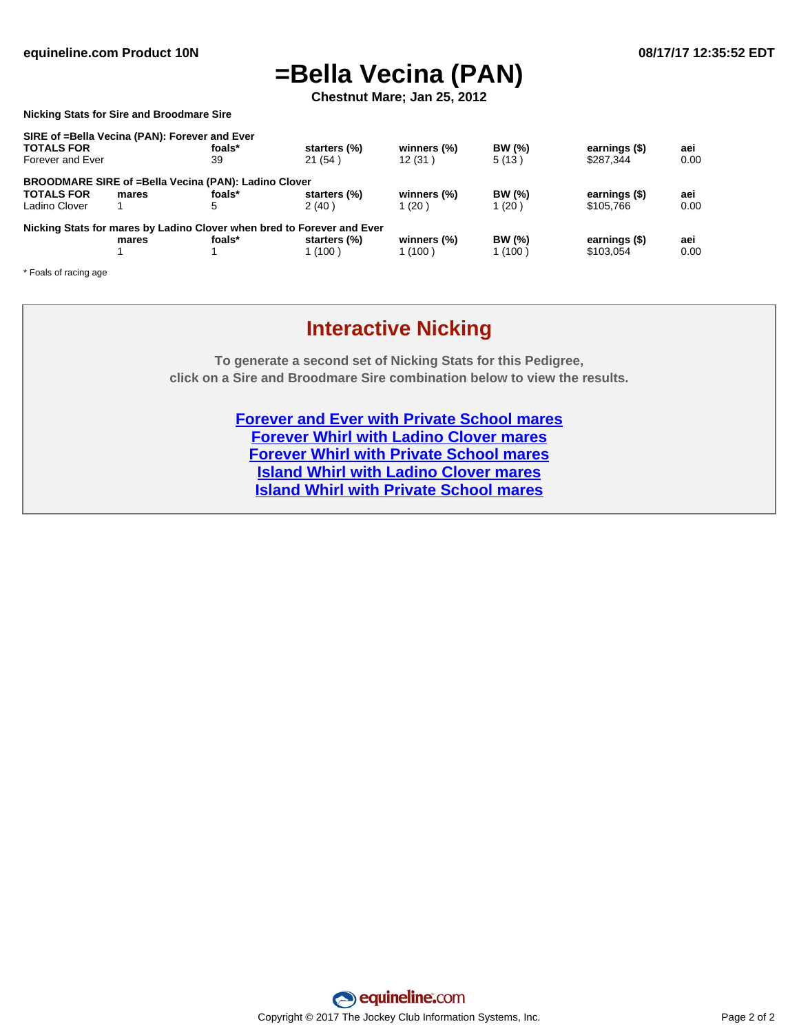# =Bella Vecina (PAN)

**Chestnut Mare; Jan 25, 2012**

**Nicking Stats for Sire and Broodmare Sire**

**SIRE of =Bella Vecina (PAN): Forever and Ever**

| **TOTALS FOR** | | **foals*** | **starters (%)** | **winners (%)** | **BW (%)** | **earnings ($)** | **aei** |
|---|---|---|---|---|---|---|---|
| Forever and Ever | | 39 | 21 (54 ) | 12 (31 ) | 5 (13 ) | $287,344 | 0.00 |

**BROODMARE SIRE of =Bella Vecina (PAN): Ladino Clover**

| **TOTALS FOR** | **mares** | **foals*** | **starters (%)** | **winners (%)** | **BW (%)** | **earnings ($)** | **aei** |
|---|---|---|---|---|---|---|---|
| Ladino Clover | 1 | 5 | 2 (40 ) | 1 (20 ) | 1 (20 ) | $105,766 | 0.00 |

**Nicking Stats for mares by Ladino Clover when bred to Forever and Ever**

| | **mares** | **foals*** | **starters (%)** | **winners (%)** | **BW (%)** | **earnings ($)** | **aei** |
|---|---|---|---|---|---|---|---|
| | 1 | 1 | 1 (100 ) | 1 (100 ) | 1 (100 ) | $103,054 | 0.00 |

* Foals of racing age

## Interactive Nicking

**To generate a second set of Nicking Stats for this Pedigree, click on a Sire and Broodmare Sire combination below to view the results.**

**Forever and Ever with Private School mares**
**Forever Whirl with Ladino Clover mares**
**Forever Whirl with Private School mares**
**Island Whirl with Ladino Clover mares**
**Island Whirl with Private School mares**

Copyright © 2017 The Jockey Club Information Systems, Inc.